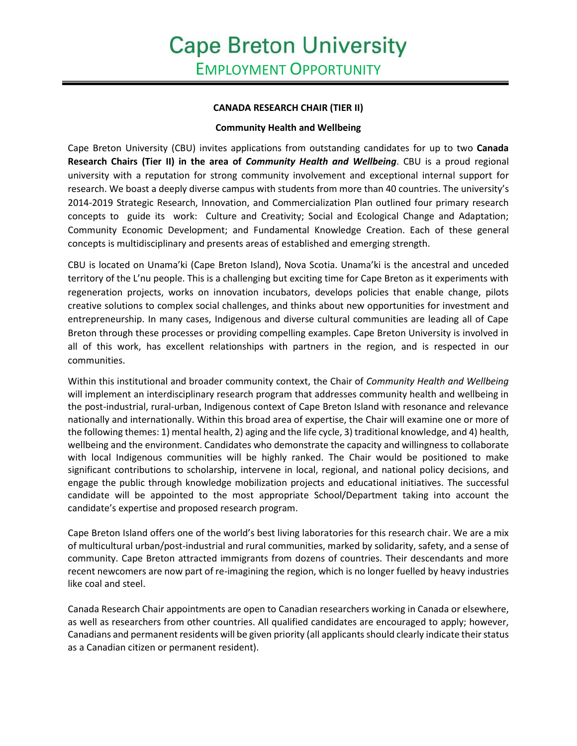# Cape Breton University

## EMPLOYMENT OPPORTUNITY

**CANADA RESEARCH CHAIR (TIER II)**

**Community Health and Wellbeing**

Cape Breton University (CBU) invites applications from outstanding candidates for up to two **Canada Research Chairs (Tier II) in the area of *Community Health and Wellbeing***. CBU is a proud regional university with a reputation for strong community involvement and exceptional internal support for research. We boast a deeply diverse campus with students from more than 40 countries. The university's 2014-2019 Strategic Research, Innovation, and Commercialization Plan outlined four primary research concepts to guide its work: Culture and Creativity; Social and Ecological Change and Adaptation; Community Economic Development; and Fundamental Knowledge Creation. Each of these general concepts is multidisciplinary and presents areas of established and emerging strength.

CBU is located on Unama'ki (Cape Breton Island), Nova Scotia. Unama'ki is the ancestral and unceded territory of the L'nu people. This is a challenging but exciting time for Cape Breton as it experiments with regeneration projects, works on innovation incubators, develops policies that enable change, pilots creative solutions to complex social challenges, and thinks about new opportunities for investment and entrepreneurship. In many cases, Indigenous and diverse cultural communities are leading all of Cape Breton through these processes or providing compelling examples. Cape Breton University is involved in all of this work, has excellent relationships with partners in the region, and is respected in our communities.

Within this institutional and broader community context, the Chair of *Community Health and Wellbeing* will implement an interdisciplinary research program that addresses community health and wellbeing in the post-industrial, rural-urban, Indigenous context of Cape Breton Island with resonance and relevance nationally and internationally. Within this broad area of expertise, the Chair will examine one or more of the following themes: 1) mental health, 2) aging and the life cycle, 3) traditional knowledge, and 4) health, wellbeing and the environment. Candidates who demonstrate the capacity and willingness to collaborate with local Indigenous communities will be highly ranked. The Chair would be positioned to make significant contributions to scholarship, intervene in local, regional, and national policy decisions, and engage the public through knowledge mobilization projects and educational initiatives. The successful candidate will be appointed to the most appropriate School/Department taking into account the candidate's expertise and proposed research program.

Cape Breton Island offers one of the world's best living laboratories for this research chair. We are a mix of multicultural urban/post-industrial and rural communities, marked by solidarity, safety, and a sense of community. Cape Breton attracted immigrants from dozens of countries. Their descendants and more recent newcomers are now part of re-imagining the region, which is no longer fuelled by heavy industries like coal and steel.

Canada Research Chair appointments are open to Canadian researchers working in Canada or elsewhere, as well as researchers from other countries. All qualified candidates are encouraged to apply; however, Canadians and permanent residents will be given priority (all applicants should clearly indicate their status as a Canadian citizen or permanent resident).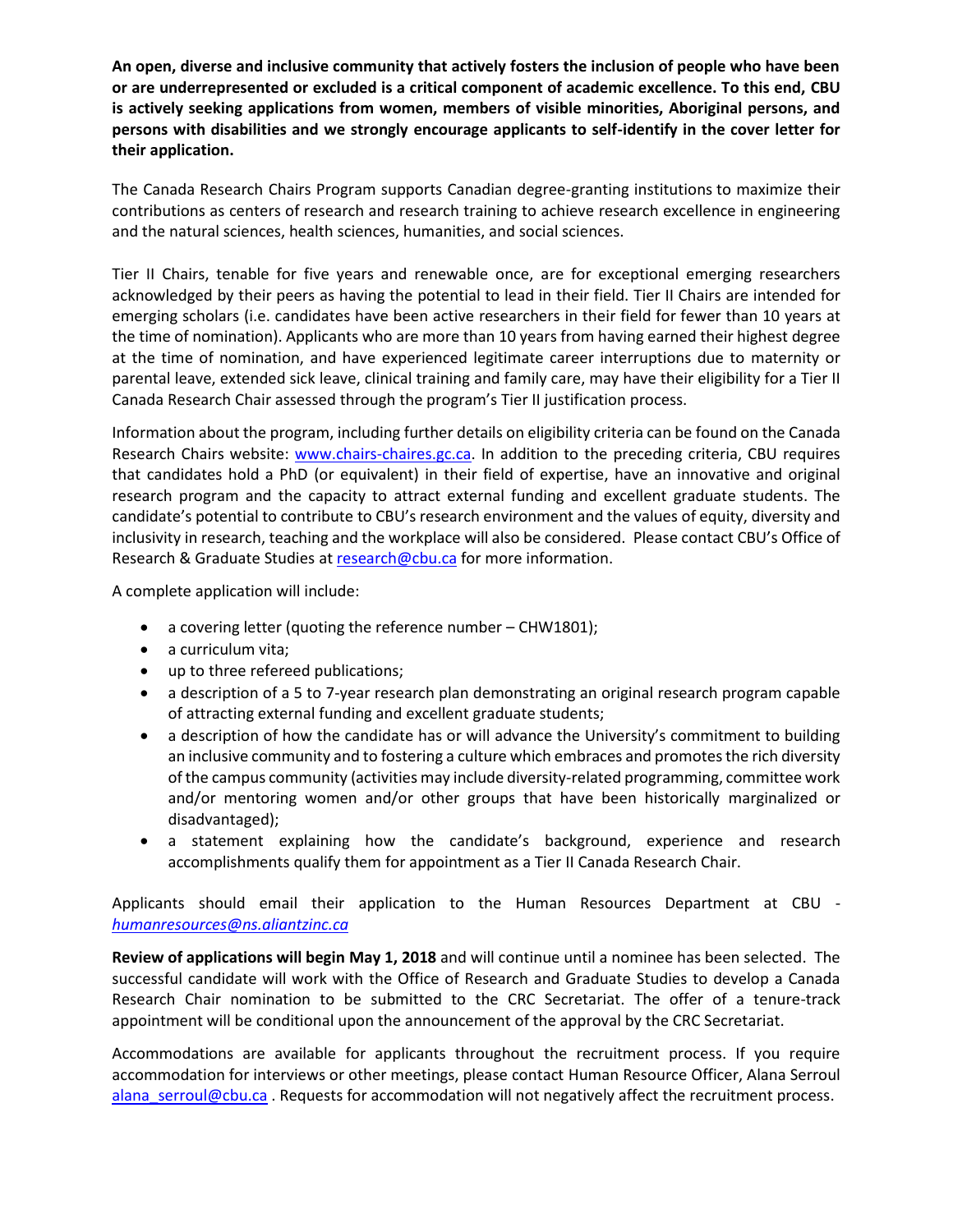**An open, diverse and inclusive community that actively fosters the inclusion of people who have been or are underrepresented or excluded is a critical component of academic excellence. To this end, CBU is actively seeking applications from women, members of visible minorities, Aboriginal persons, and persons with disabilities and we strongly encourage applicants to self-identify in the cover letter for their application.**

The Canada Research Chairs Program supports Canadian degree-granting institutions to maximize their contributions as centers of research and research training to achieve research excellence in engineering and the natural sciences, health sciences, humanities, and social sciences.

Tier II Chairs, tenable for five years and renewable once, are for exceptional emerging researchers acknowledged by their peers as having the potential to lead in their field. Tier II Chairs are intended for emerging scholars (i.e. candidates have been active researchers in their field for fewer than 10 years at the time of nomination). Applicants who are more than 10 years from having earned their highest degree at the time of nomination, and have experienced legitimate career interruptions due to maternity or parental leave, extended sick leave, clinical training and family care, may have their eligibility for a Tier II Canada Research Chair assessed through the program's Tier II justification process.

Information about the program, including further details on eligibility criteria can be found on the Canada Research Chairs website: [www.chairs-chaires.gc.ca](www.chairs-chaires.gc.ca). In addition to the preceding criteria, CBU requires that candidates hold a PhD (or equivalent) in their field of expertise, have an innovative and original research program and the capacity to attract external funding and excellent graduate students. The candidate's potential to contribute to CBU's research environment and the values of equity, diversity and inclusivity in research, teaching and the workplace will also be considered. Please contact CBU's Office of Research & Graduate Studies at [research@cbu.ca](mailto:research@cbu.ca) for more information.

A complete application will include:

- a covering letter (quoting the reference number – CHW1801);
- a curriculum vita;
- up to three refereed publications;
- a description of a 5 to 7-year research plan demonstrating an original research program capable of attracting external funding and excellent graduate students;
- a description of how the candidate has or will advance the University's commitment to building an inclusive community and to fostering a culture which embraces and promotes the rich diversity of the campus community (activities may include diversity-related programming, committee work and/or mentoring women and/or other groups that have been historically marginalized or disadvantaged);
- a statement explaining how the candidate's background, experience and research accomplishments qualify them for appointment as a Tier II Canada Research Chair.

Applicants should email their application to the Human Resources Department at CBU - *[humanresources@ns.aliantzinc.ca](mailto:humanresources@ns.aliantzinc.ca)*

**Review of applications will begin May 1, 2018** and will continue until a nominee has been selected. The successful candidate will work with the Office of Research and Graduate Studies to develop a Canada Research Chair nomination to be submitted to the CRC Secretariat. The offer of a tenure-track appointment will be conditional upon the announcement of the approval by the CRC Secretariat.

Accommodations are available for applicants throughout the recruitment process. If you require accommodation for interviews or other meetings, please contact Human Resource Officer, Alana Serroul [alana_serroul@cbu.ca](mailto:alana_serroul@cbu.ca) . Requests for accommodation will not negatively affect the recruitment process.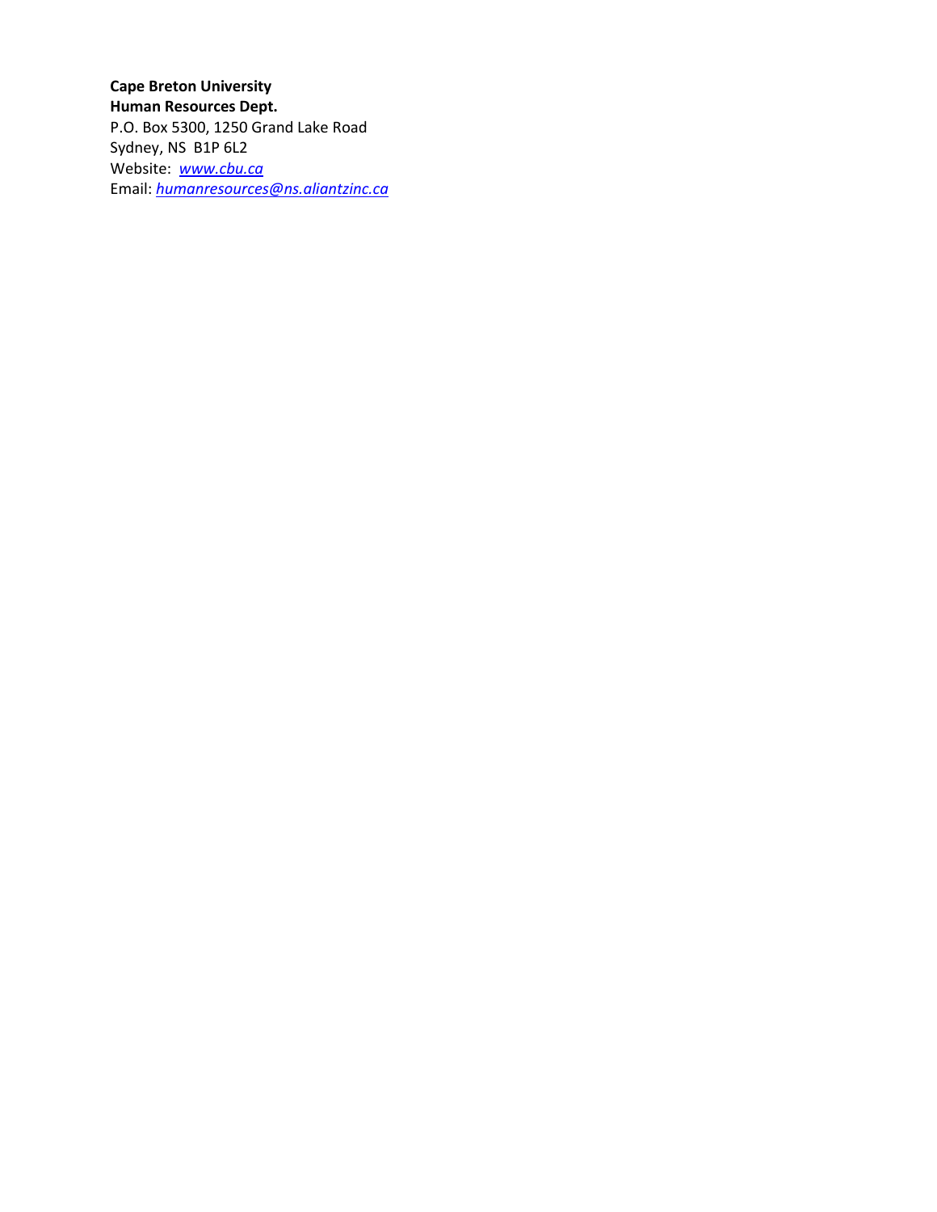**Cape Breton University**
**Human Resources Dept.**
P.O. Box 5300, 1250 Grand Lake Road
Sydney, NS  B1P 6L2
Website: *www.cbu.ca*
Email: *humanresources@ns.aliantzinc.ca*